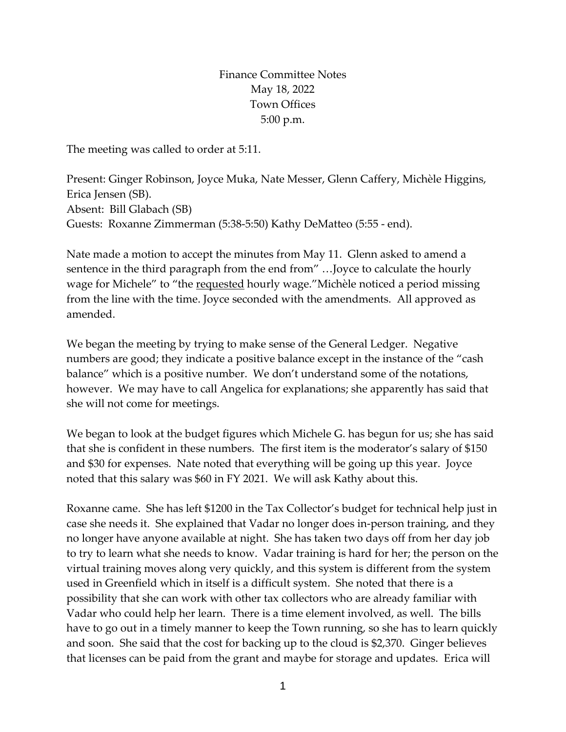Finance Committee Notes
May 18, 2022
Town Offices
5:00 p.m.

The meeting was called to order at 5:11.

Present: Ginger Robinson, Joyce Muka, Nate Messer, Glenn Caffery, Michèle Higgins, Erica Jensen (SB).
Absent: Bill Glabach (SB)
Guests: Roxanne Zimmerman (5:38-5:50) Kathy DeMatteo (5:55 - end).

Nate made a motion to accept the minutes from May 11. Glenn asked to amend a sentence in the third paragraph from the end from" …Joyce to calculate the hourly wage for Michele" to "the <u>requested</u> hourly wage."Michèle noticed a period missing from the line with the time. Joyce seconded with the amendments. All approved as amended.

We began the meeting by trying to make sense of the General Ledger. Negative numbers are good; they indicate a positive balance except in the instance of the "cash balance" which is a positive number. We don't understand some of the notations, however. We may have to call Angelica for explanations; she apparently has said that she will not come for meetings.

We began to look at the budget figures which Michele G. has begun for us; she has said that she is confident in these numbers. The first item is the moderator's salary of $150 and $30 for expenses. Nate noted that everything will be going up this year. Joyce noted that this salary was $60 in FY 2021. We will ask Kathy about this.

Roxanne came. She has left $1200 in the Tax Collector's budget for technical help just in case she needs it. She explained that Vadar no longer does in-person training, and they no longer have anyone available at night. She has taken two days off from her day job to try to learn what she needs to know. Vadar training is hard for her; the person on the virtual training moves along very quickly, and this system is different from the system used in Greenfield which in itself is a difficult system. She noted that there is a possibility that she can work with other tax collectors who are already familiar with Vadar who could help her learn. There is a time element involved, as well. The bills have to go out in a timely manner to keep the Town running, so she has to learn quickly and soon. She said that the cost for backing up to the cloud is $2,370. Ginger believes that licenses can be paid from the grant and maybe for storage and updates. Erica will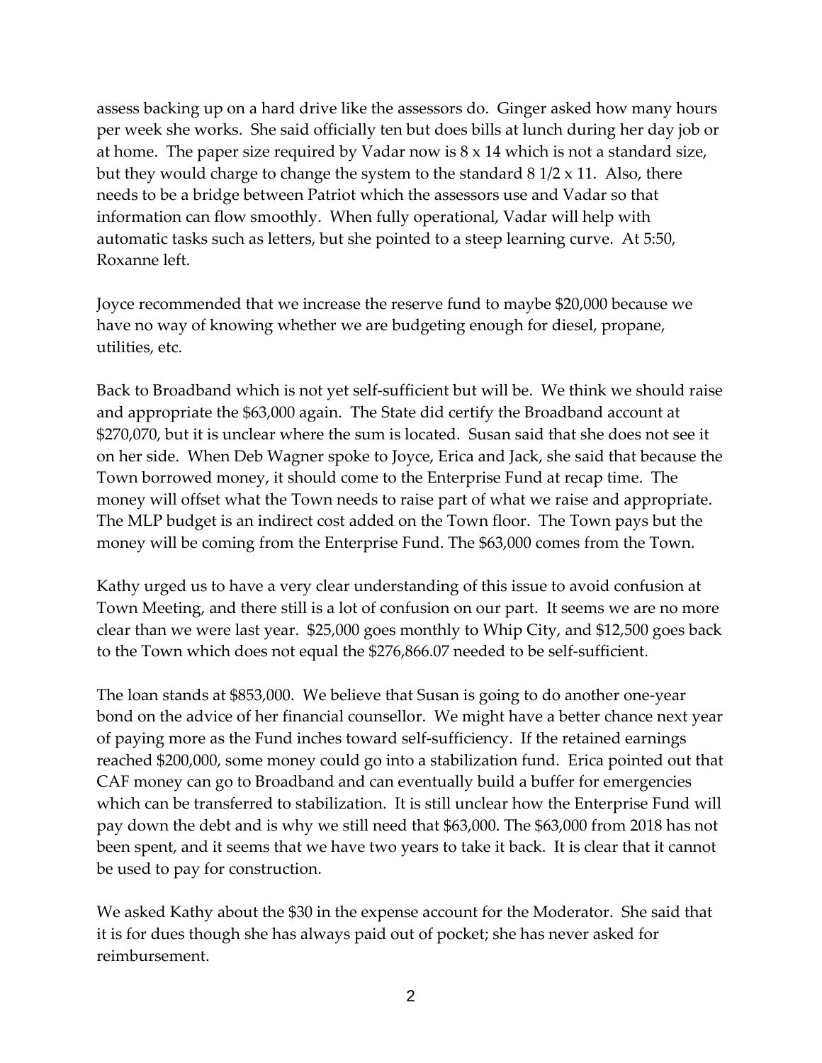assess backing up on a hard drive like the assessors do. Ginger asked how many hours per week she works. She said officially ten but does bills at lunch during her day job or at home. The paper size required by Vadar now is 8 x 14 which is not a standard size, but they would charge to change the system to the standard 8 1/2 x 11. Also, there needs to be a bridge between Patriot which the assessors use and Vadar so that information can flow smoothly. When fully operational, Vadar will help with automatic tasks such as letters, but she pointed to a steep learning curve. At 5:50, Roxanne left.

Joyce recommended that we increase the reserve fund to maybe $20,000 because we have no way of knowing whether we are budgeting enough for diesel, propane, utilities, etc.

Back to Broadband which is not yet self-sufficient but will be. We think we should raise and appropriate the $63,000 again. The State did certify the Broadband account at $270,070, but it is unclear where the sum is located. Susan said that she does not see it on her side. When Deb Wagner spoke to Joyce, Erica and Jack, she said that because the Town borrowed money, it should come to the Enterprise Fund at recap time. The money will offset what the Town needs to raise part of what we raise and appropriate. The MLP budget is an indirect cost added on the Town floor. The Town pays but the money will be coming from the Enterprise Fund. The $63,000 comes from the Town.

Kathy urged us to have a very clear understanding of this issue to avoid confusion at Town Meeting, and there still is a lot of confusion on our part. It seems we are no more clear than we were last year. $25,000 goes monthly to Whip City, and $12,500 goes back to the Town which does not equal the $276,866.07 needed to be self-sufficient.

The loan stands at $853,000. We believe that Susan is going to do another one-year bond on the advice of her financial counsellor. We might have a better chance next year of paying more as the Fund inches toward self-sufficiency. If the retained earnings reached $200,000, some money could go into a stabilization fund. Erica pointed out that CAF money can go to Broadband and can eventually build a buffer for emergencies which can be transferred to stabilization. It is still unclear how the Enterprise Fund will pay down the debt and is why we still need that $63,000. The $63,000 from 2018 has not been spent, and it seems that we have two years to take it back. It is clear that it cannot be used to pay for construction.

We asked Kathy about the $30 in the expense account for the Moderator. She said that it is for dues though she has always paid out of pocket; she has never asked for reimbursement.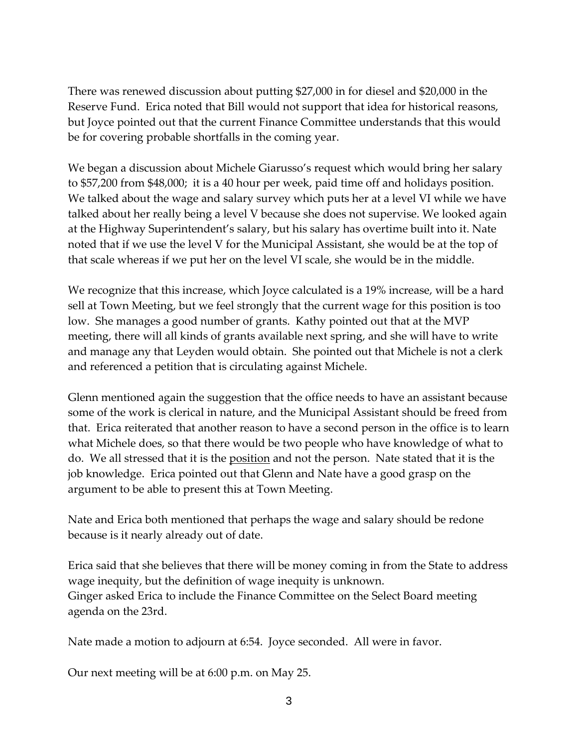There was renewed discussion about putting $27,000 in for diesel and $20,000 in the Reserve Fund. Erica noted that Bill would not support that idea for historical reasons, but Joyce pointed out that the current Finance Committee understands that this would be for covering probable shortfalls in the coming year.

We began a discussion about Michele Giarusso's request which would bring her salary to $57,200 from $48,000; it is a 40 hour per week, paid time off and holidays position. We talked about the wage and salary survey which puts her at a level VI while we have talked about her really being a level V because she does not supervise. We looked again at the Highway Superintendent's salary, but his salary has overtime built into it. Nate noted that if we use the level V for the Municipal Assistant, she would be at the top of that scale whereas if we put her on the level VI scale, she would be in the middle.

We recognize that this increase, which Joyce calculated is a 19% increase, will be a hard sell at Town Meeting, but we feel strongly that the current wage for this position is too low. She manages a good number of grants. Kathy pointed out that at the MVP meeting, there will all kinds of grants available next spring, and she will have to write and manage any that Leyden would obtain. She pointed out that Michele is not a clerk and referenced a petition that is circulating against Michele.

Glenn mentioned again the suggestion that the office needs to have an assistant because some of the work is clerical in nature, and the Municipal Assistant should be freed from that. Erica reiterated that another reason to have a second person in the office is to learn what Michele does, so that there would be two people who have knowledge of what to do. We all stressed that it is the <u>position</u> and not the person. Nate stated that it is the job knowledge. Erica pointed out that Glenn and Nate have a good grasp on the argument to be able to present this at Town Meeting.

Nate and Erica both mentioned that perhaps the wage and salary should be redone because is it nearly already out of date.

Erica said that she believes that there will be money coming in from the State to address wage inequity, but the definition of wage inequity is unknown.
Ginger asked Erica to include the Finance Committee on the Select Board meeting agenda on the 23rd.

Nate made a motion to adjourn at 6:54. Joyce seconded. All were in favor.

Our next meeting will be at 6:00 p.m. on May 25.